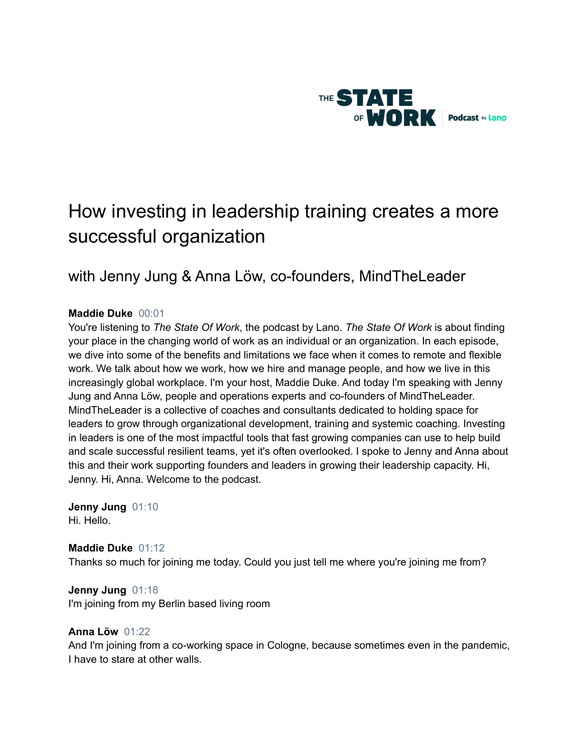THE STATE OF WORK | Podcast by lano

# How investing in leadership training creates a more successful organization

## with Jenny Jung & Anna Löw, co-founders, MindTheLeader

**Maddie Duke** 00:01

You're listening to *The State Of Work*, the podcast by Lano. *The State Of Work* is about finding your place in the changing world of work as an individual or an organization. In each episode, we dive into some of the benefits and limitations we face when it comes to remote and flexible work. We talk about how we work, how we hire and manage people, and how we live in this increasingly global workplace. I'm your host, Maddie Duke. And today I'm speaking with Jenny Jung and Anna Löw, people and operations experts and co-founders of MindTheLeader. MindTheLeader is a collective of coaches and consultants dedicated to holding space for leaders to grow through organizational development, training and systemic coaching. Investing in leaders is one of the most impactful tools that fast growing companies can use to help build and scale successful resilient teams, yet it's often overlooked. I spoke to Jenny and Anna about this and their work supporting founders and leaders in growing their leadership capacity. Hi, Jenny. Hi, Anna. Welcome to the podcast.

**Jenny Jung** 01:10

Hi. Hello.

**Maddie Duke** 01:12

Thanks so much for joining me today. Could you just tell me where you're joining me from?

**Jenny Jung** 01:18

I'm joining from my Berlin based living room

**Anna Löw** 01:22

And I'm joining from a co-working space in Cologne, because sometimes even in the pandemic, I have to stare at other walls.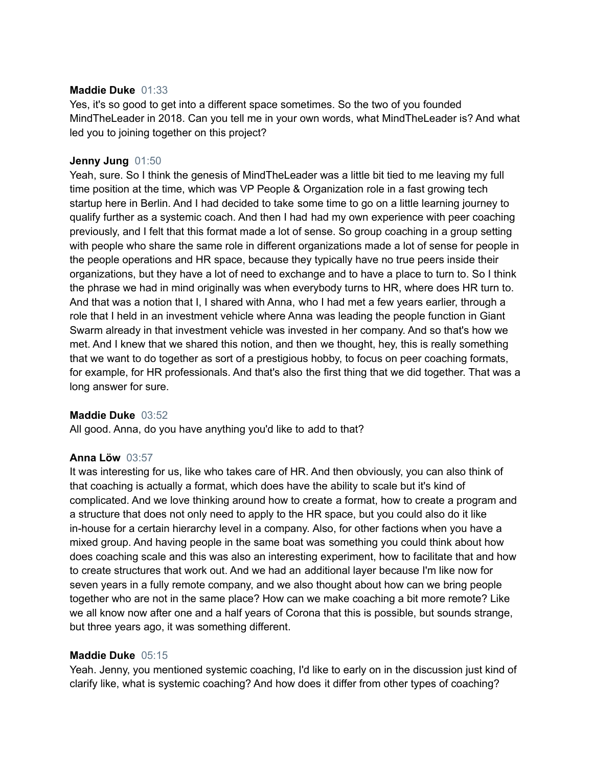**Maddie Duke** 01:33
Yes, it's so good to get into a different space sometimes. So the two of you founded MindTheLeader in 2018. Can you tell me in your own words, what MindTheLeader is? And what led you to joining together on this project?

**Jenny Jung** 01:50
Yeah, sure. So I think the genesis of MindTheLeader was a little bit tied to me leaving my full time position at the time, which was VP People & Organization role in a fast growing tech startup here in Berlin. And I had decided to take some time to go on a little learning journey to qualify further as a systemic coach. And then I had had my own experience with peer coaching previously, and I felt that this format made a lot of sense. So group coaching in a group setting with people who share the same role in different organizations made a lot of sense for people in the people operations and HR space, because they typically have no true peers inside their organizations, but they have a lot of need to exchange and to have a place to turn to. So I think the phrase we had in mind originally was when everybody turns to HR, where does HR turn to. And that was a notion that I, I shared with Anna, who I had met a few years earlier, through a role that I held in an investment vehicle where Anna was leading the people function in Giant Swarm already in that investment vehicle was invested in her company. And so that's how we met. And I knew that we shared this notion, and then we thought, hey, this is really something that we want to do together as sort of a prestigious hobby, to focus on peer coaching formats, for example, for HR professionals. And that's also the first thing that we did together. That was a long answer for sure.

**Maddie Duke** 03:52
All good. Anna, do you have anything you'd like to add to that?

**Anna Löw** 03:57
It was interesting for us, like who takes care of HR. And then obviously, you can also think of that coaching is actually a format, which does have the ability to scale but it's kind of complicated. And we love thinking around how to create a format, how to create a program and a structure that does not only need to apply to the HR space, but you could also do it like in-house for a certain hierarchy level in a company. Also, for other factions when you have a mixed group. And having people in the same boat was something you could think about how does coaching scale and this was also an interesting experiment, how to facilitate that and how to create structures that work out. And we had an additional layer because I'm like now for seven years in a fully remote company, and we also thought about how can we bring people together who are not in the same place? How can we make coaching a bit more remote? Like we all know now after one and a half years of Corona that this is possible, but sounds strange, but three years ago, it was something different.

**Maddie Duke** 05:15
Yeah. Jenny, you mentioned systemic coaching, I'd like to early on in the discussion just kind of clarify like, what is systemic coaching? And how does it differ from other types of coaching?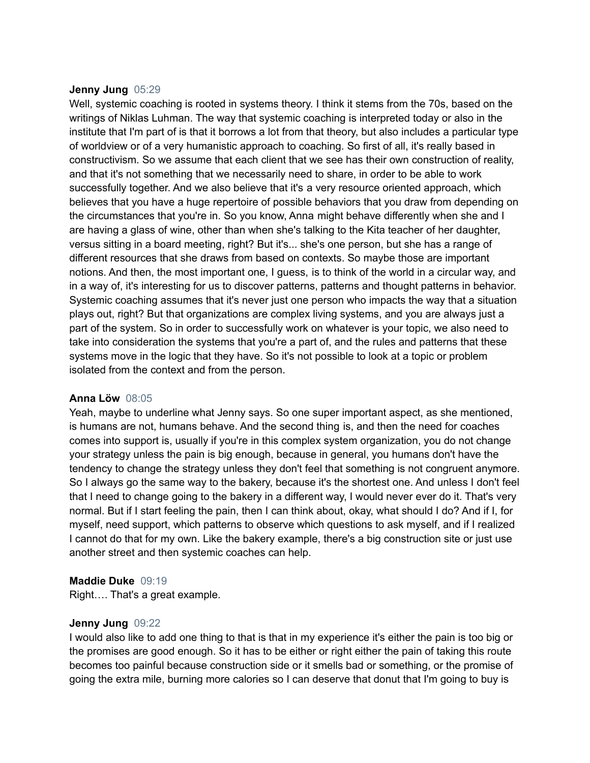**Jenny Jung** 05:29
Well, systemic coaching is rooted in systems theory. I think it stems from the 70s, based on the writings of Niklas Luhman. The way that systemic coaching is interpreted today or also in the institute that I'm part of is that it borrows a lot from that theory, but also includes a particular type of worldview or of a very humanistic approach to coaching. So first of all, it's really based in constructivism. So we assume that each client that we see has their own construction of reality, and that it's not something that we necessarily need to share, in order to be able to work successfully together. And we also believe that it's a very resource oriented approach, which believes that you have a huge repertoire of possible behaviors that you draw from depending on the circumstances that you're in. So you know, Anna might behave differently when she and I are having a glass of wine, other than when she's talking to the Kita teacher of her daughter, versus sitting in a board meeting, right? But it's... she's one person, but she has a range of different resources that she draws from based on contexts. So maybe those are important notions. And then, the most important one, I guess, is to think of the world in a circular way, and in a way of, it's interesting for us to discover patterns, patterns and thought patterns in behavior. Systemic coaching assumes that it's never just one person who impacts the way that a situation plays out, right? But that organizations are complex living systems, and you are always just a part of the system. So in order to successfully work on whatever is your topic, we also need to take into consideration the systems that you're a part of, and the rules and patterns that these systems move in the logic that they have. So it's not possible to look at a topic or problem isolated from the context and from the person.

**Anna Löw** 08:05
Yeah, maybe to underline what Jenny says. So one super important aspect, as she mentioned, is humans are not, humans behave. And the second thing is, and then the need for coaches comes into support is, usually if you're in this complex system organization, you do not change your strategy unless the pain is big enough, because in general, you humans don't have the tendency to change the strategy unless they don't feel that something is not congruent anymore. So I always go the same way to the bakery, because it's the shortest one. And unless I don't feel that I need to change going to the bakery in a different way, I would never ever do it. That's very normal. But if I start feeling the pain, then I can think about, okay, what should I do? And if I, for myself, need support, which patterns to observe which questions to ask myself, and if I realized I cannot do that for my own. Like the bakery example, there's a big construction site or just use another street and then systemic coaches can help.

**Maddie Duke** 09:19
Right…. That's a great example.

**Jenny Jung** 09:22
I would also like to add one thing to that is that in my experience it's either the pain is too big or the promises are good enough. So it has to be either or right either the pain of taking this route becomes too painful because construction side or it smells bad or something, or the promise of going the extra mile, burning more calories so I can deserve that donut that I'm going to buy is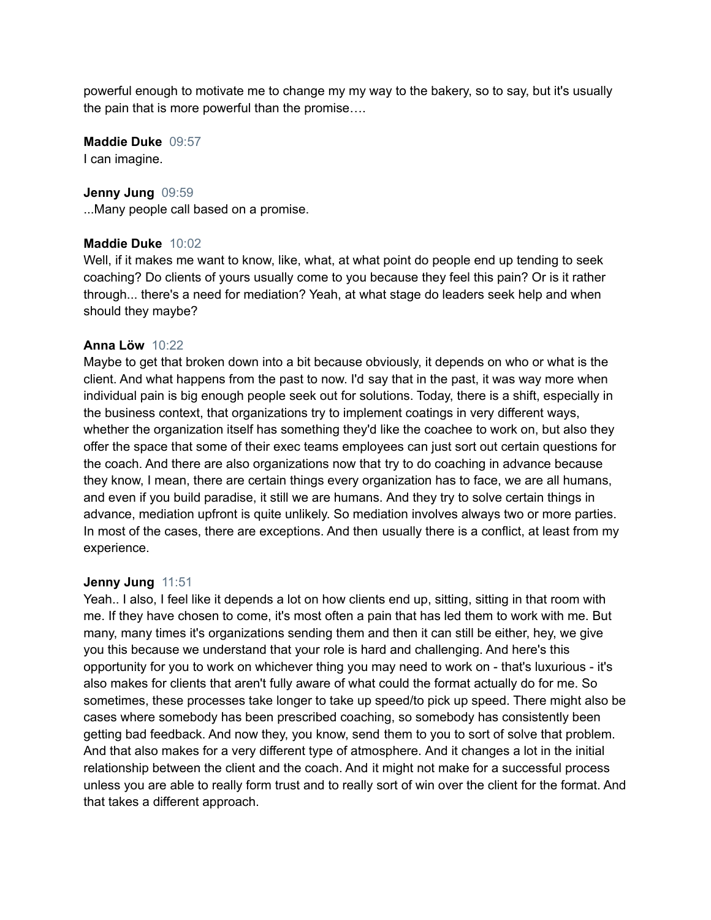powerful enough to motivate me to change my my way to the bakery, so to say, but it's usually the pain that is more powerful than the promise….

**Maddie Duke** 09:57
I can imagine.

**Jenny Jung** 09:59
...Many people call based on a promise.

**Maddie Duke** 10:02
Well, if it makes me want to know, like, what, at what point do people end up tending to seek coaching? Do clients of yours usually come to you because they feel this pain? Or is it rather through... there's a need for mediation? Yeah, at what stage do leaders seek help and when should they maybe?

**Anna Löw** 10:22
Maybe to get that broken down into a bit because obviously, it depends on who or what is the client. And what happens from the past to now. I'd say that in the past, it was way more when individual pain is big enough people seek out for solutions. Today, there is a shift, especially in the business context, that organizations try to implement coatings in very different ways, whether the organization itself has something they'd like the coachee to work on, but also they offer the space that some of their exec teams employees can just sort out certain questions for the coach. And there are also organizations now that try to do coaching in advance because they know, I mean, there are certain things every organization has to face, we are all humans, and even if you build paradise, it still we are humans. And they try to solve certain things in advance, mediation upfront is quite unlikely. So mediation involves always two or more parties. In most of the cases, there are exceptions. And then usually there is a conflict, at least from my experience.

**Jenny Jung** 11:51
Yeah.. I also, I feel like it depends a lot on how clients end up, sitting, sitting in that room with me. If they have chosen to come, it's most often a pain that has led them to work with me. But many, many times it's organizations sending them and then it can still be either, hey, we give you this because we understand that your role is hard and challenging. And here's this opportunity for you to work on whichever thing you may need to work on - that's luxurious - it's also makes for clients that aren't fully aware of what could the format actually do for me. So sometimes, these processes take longer to take up speed/to pick up speed. There might also be cases where somebody has been prescribed coaching, so somebody has consistently been getting bad feedback. And now they, you know, send them to you to sort of solve that problem. And that also makes for a very different type of atmosphere. And it changes a lot in the initial relationship between the client and the coach. And it might not make for a successful process unless you are able to really form trust and to really sort of win over the client for the format. And that takes a different approach.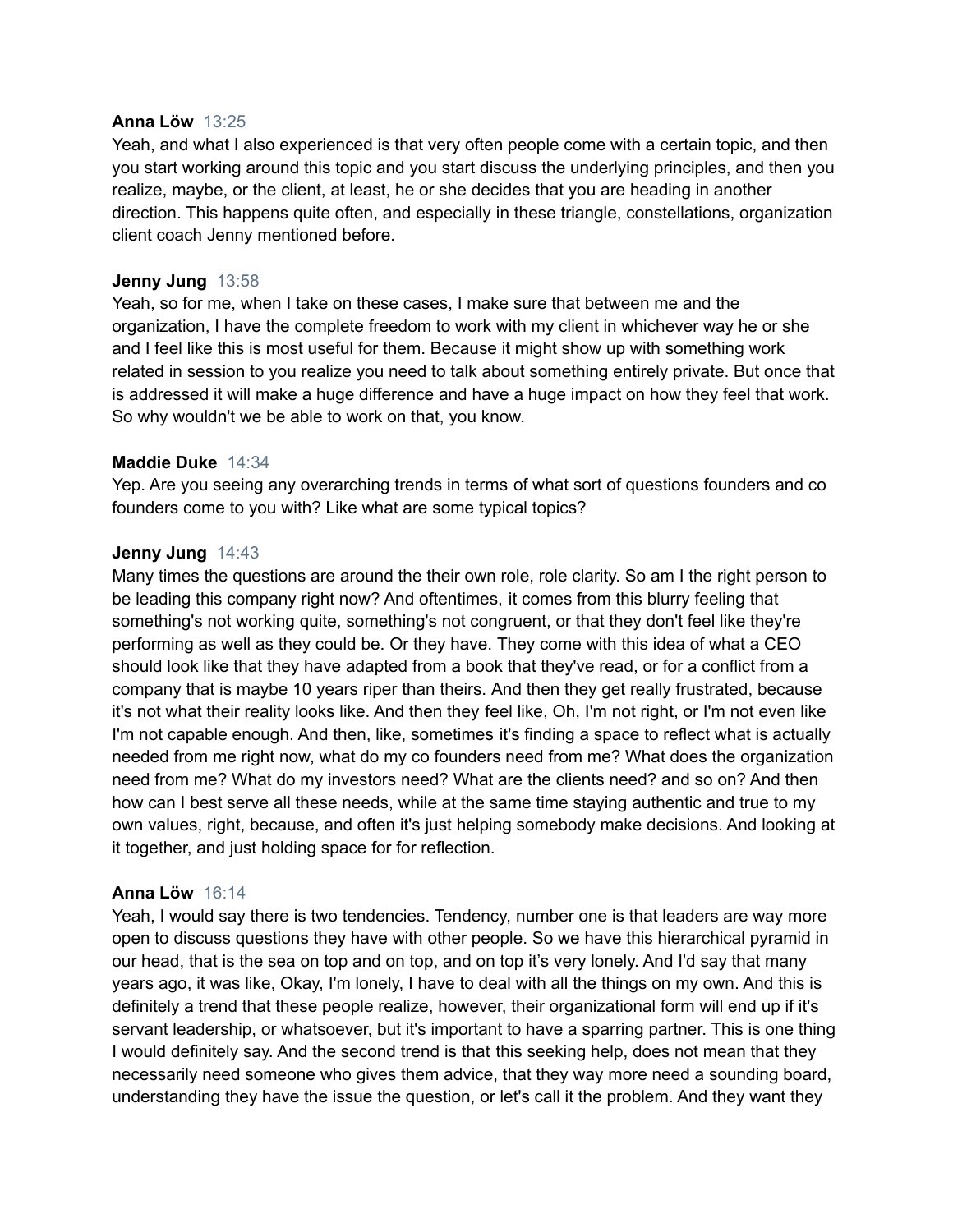**Anna Löw** 13:25
Yeah, and what I also experienced is that very often people come with a certain topic, and then you start working around this topic and you start discuss the underlying principles, and then you realize, maybe, or the client, at least, he or she decides that you are heading in another direction. This happens quite often, and especially in these triangle, constellations, organization client coach Jenny mentioned before.

**Jenny Jung** 13:58
Yeah, so for me, when I take on these cases, I make sure that between me and the organization, I have the complete freedom to work with my client in whichever way he or she and I feel like this is most useful for them. Because it might show up with something work related in session to you realize you need to talk about something entirely private. But once that is addressed it will make a huge difference and have a huge impact on how they feel that work. So why wouldn't we be able to work on that, you know.

**Maddie Duke** 14:34
Yep. Are you seeing any overarching trends in terms of what sort of questions founders and co founders come to you with? Like what are some typical topics?

**Jenny Jung** 14:43
Many times the questions are around the their own role, role clarity. So am I the right person to be leading this company right now? And oftentimes, it comes from this blurry feeling that something's not working quite, something's not congruent, or that they don't feel like they're performing as well as they could be. Or they have. They come with this idea of what a CEO should look like that they have adapted from a book that they've read, or for a conflict from a company that is maybe 10 years riper than theirs. And then they get really frustrated, because it's not what their reality looks like. And then they feel like, Oh, I'm not right, or I'm not even like I'm not capable enough. And then, like, sometimes it's finding a space to reflect what is actually needed from me right now, what do my co founders need from me? What does the organization need from me? What do my investors need? What are the clients need? and so on? And then how can I best serve all these needs, while at the same time staying authentic and true to my own values, right, because, and often it's just helping somebody make decisions. And looking at it together, and just holding space for for reflection.

**Anna Löw** 16:14
Yeah, I would say there is two tendencies. Tendency, number one is that leaders are way more open to discuss questions they have with other people. So we have this hierarchical pyramid in our head, that is the sea on top and on top, and on top it's very lonely. And I'd say that many years ago, it was like, Okay, I'm lonely, I have to deal with all the things on my own. And this is definitely a trend that these people realize, however, their organizational form will end up if it's servant leadership, or whatsoever, but it's important to have a sparring partner. This is one thing I would definitely say. And the second trend is that this seeking help, does not mean that they necessarily need someone who gives them advice, that they way more need a sounding board, understanding they have the issue the question, or let's call it the problem. And they want they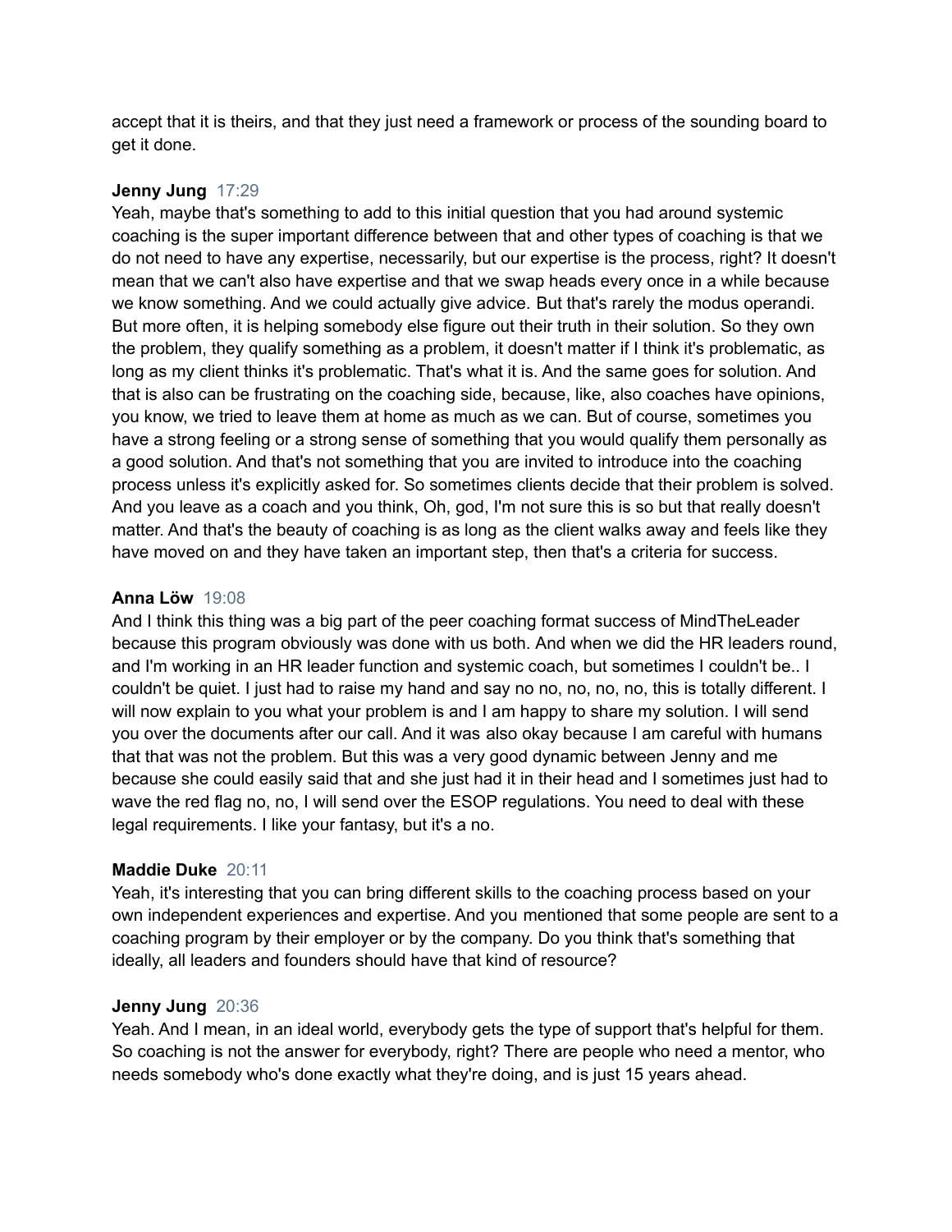accept that it is theirs, and that they just need a framework or process of the sounding board to get it done.

**Jenny Jung** 17:29
Yeah, maybe that's something to add to this initial question that you had around systemic coaching is the super important difference between that and other types of coaching is that we do not need to have any expertise, necessarily, but our expertise is the process, right? It doesn't mean that we can't also have expertise and that we swap heads every once in a while because we know something. And we could actually give advice. But that's rarely the modus operandi. But more often, it is helping somebody else figure out their truth in their solution. So they own the problem, they qualify something as a problem, it doesn't matter if I think it's problematic, as long as my client thinks it's problematic. That's what it is. And the same goes for solution. And that is also can be frustrating on the coaching side, because, like, also coaches have opinions, you know, we tried to leave them at home as much as we can. But of course, sometimes you have a strong feeling or a strong sense of something that you would qualify them personally as a good solution. And that's not something that you are invited to introduce into the coaching process unless it's explicitly asked for. So sometimes clients decide that their problem is solved. And you leave as a coach and you think, Oh, god, I'm not sure this is so but that really doesn't matter. And that's the beauty of coaching is as long as the client walks away and feels like they have moved on and they have taken an important step, then that's a criteria for success.

**Anna Löw** 19:08
And I think this thing was a big part of the peer coaching format success of MindTheLeader because this program obviously was done with us both. And when we did the HR leaders round, and I'm working in an HR leader function and systemic coach, but sometimes I couldn't be.. I couldn't be quiet. I just had to raise my hand and say no no, no, no, no, this is totally different. I will now explain to you what your problem is and I am happy to share my solution. I will send you over the documents after our call. And it was also okay because I am careful with humans that that was not the problem. But this was a very good dynamic between Jenny and me because she could easily said that and she just had it in their head and I sometimes just had to wave the red flag no, no, I will send over the ESOP regulations. You need to deal with these legal requirements. I like your fantasy, but it's a no.

**Maddie Duke** 20:11
Yeah, it's interesting that you can bring different skills to the coaching process based on your own independent experiences and expertise. And you mentioned that some people are sent to a coaching program by their employer or by the company. Do you think that's something that ideally, all leaders and founders should have that kind of resource?

**Jenny Jung** 20:36
Yeah. And I mean, in an ideal world, everybody gets the type of support that's helpful for them. So coaching is not the answer for everybody, right? There are people who need a mentor, who needs somebody who's done exactly what they're doing, and is just 15 years ahead.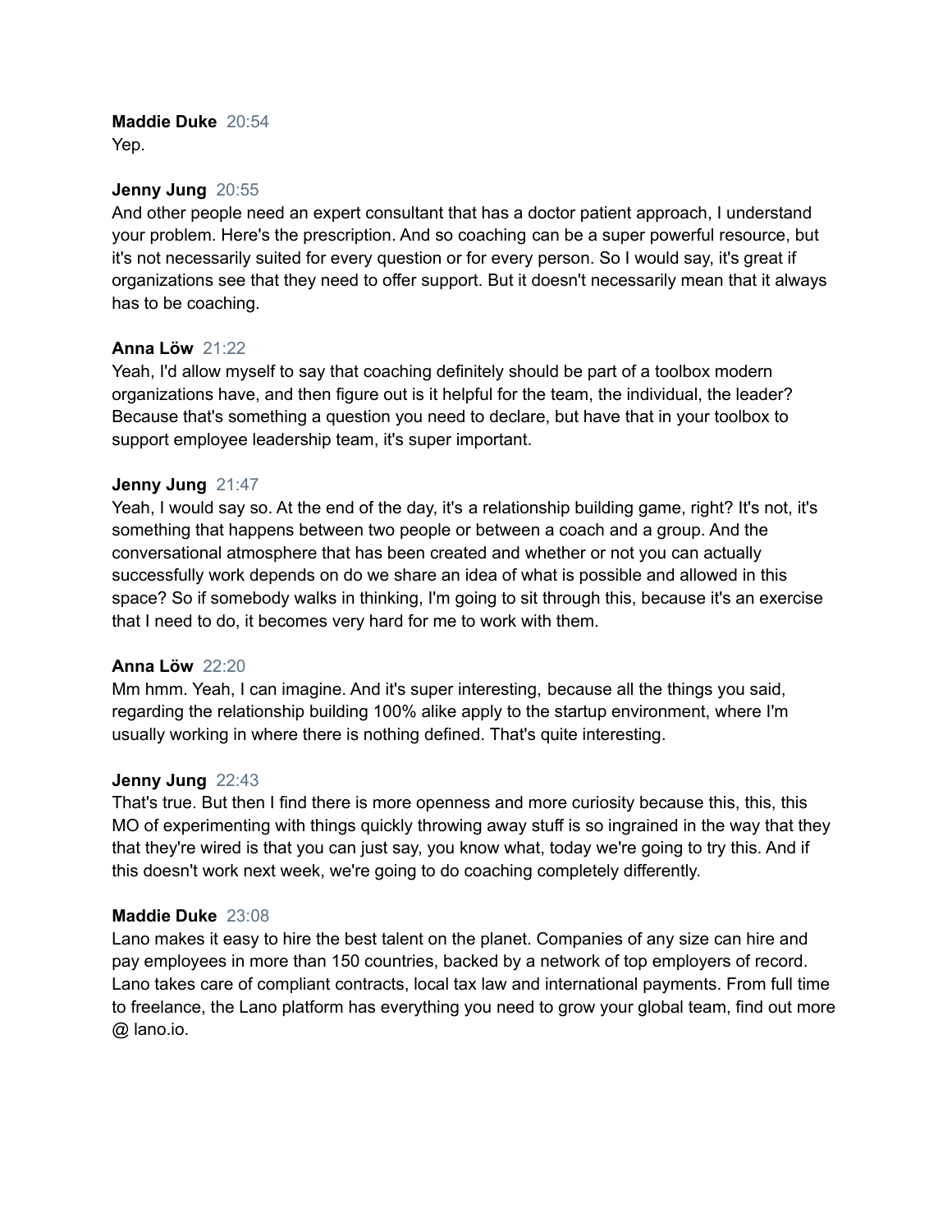**Maddie Duke** 20:54
Yep.

**Jenny Jung** 20:55
And other people need an expert consultant that has a doctor patient approach, I understand your problem. Here's the prescription. And so coaching can be a super powerful resource, but it's not necessarily suited for every question or for every person. So I would say, it's great if organizations see that they need to offer support. But it doesn't necessarily mean that it always has to be coaching.

**Anna Löw** 21:22
Yeah, I'd allow myself to say that coaching definitely should be part of a toolbox modern organizations have, and then figure out is it helpful for the team, the individual, the leader? Because that's something a question you need to declare, but have that in your toolbox to support employee leadership team, it's super important.

**Jenny Jung** 21:47
Yeah, I would say so. At the end of the day, it's a relationship building game, right? It's not, it's something that happens between two people or between a coach and a group. And the conversational atmosphere that has been created and whether or not you can actually successfully work depends on do we share an idea of what is possible and allowed in this space? So if somebody walks in thinking, I'm going to sit through this, because it's an exercise that I need to do, it becomes very hard for me to work with them.

**Anna Löw** 22:20
Mm hmm. Yeah, I can imagine. And it's super interesting, because all the things you said, regarding the relationship building 100% alike apply to the startup environment, where I'm usually working in where there is nothing defined. That's quite interesting.

**Jenny Jung** 22:43
That's true. But then I find there is more openness and more curiosity because this, this, this MO of experimenting with things quickly throwing away stuff is so ingrained in the way that they that they're wired is that you can just say, you know what, today we're going to try this. And if this doesn't work next week, we're going to do coaching completely differently.

**Maddie Duke** 23:08
Lano makes it easy to hire the best talent on the planet. Companies of any size can hire and pay employees in more than 150 countries, backed by a network of top employers of record. Lano takes care of compliant contracts, local tax law and international payments. From full time to freelance, the Lano platform has everything you need to grow your global team, find out more @ lano.io.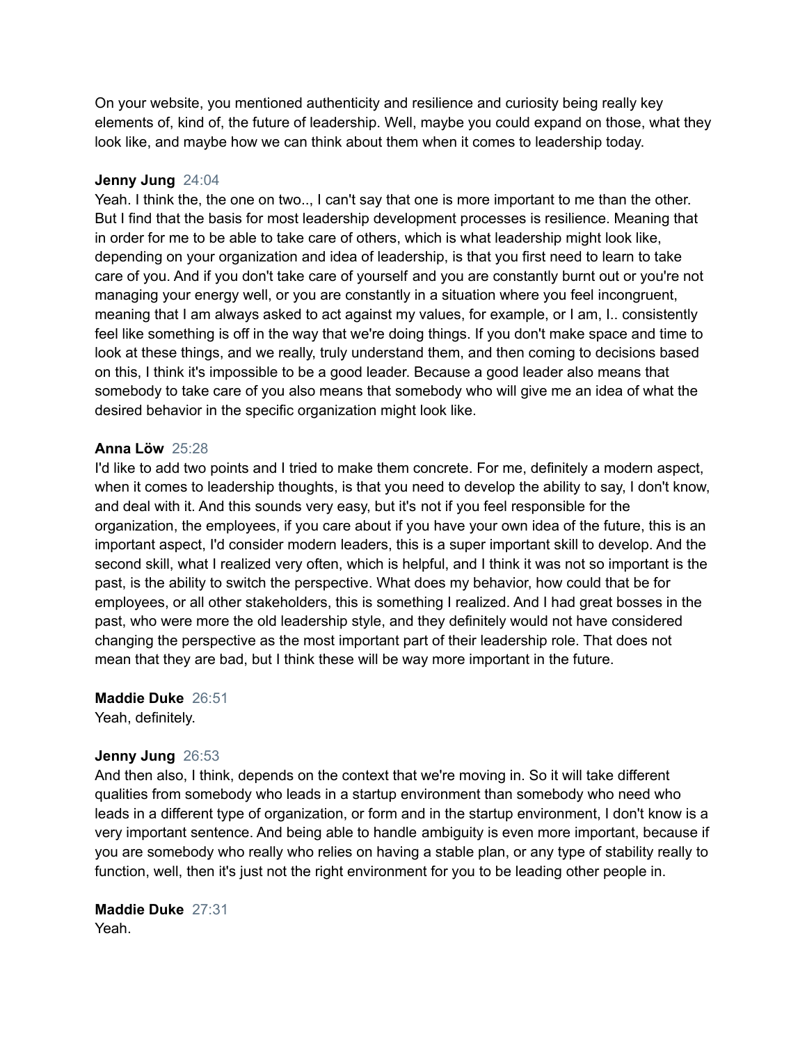On your website, you mentioned authenticity and resilience and curiosity being really key elements of, kind of, the future of leadership. Well, maybe you could expand on those, what they look like, and maybe how we can think about them when it comes to leadership today.

**Jenny Jung** 24:04
Yeah. I think the, the one on two.., I can't say that one is more important to me than the other. But I find that the basis for most leadership development processes is resilience. Meaning that in order for me to be able to take care of others, which is what leadership might look like, depending on your organization and idea of leadership, is that you first need to learn to take care of you. And if you don't take care of yourself and you are constantly burnt out or you're not managing your energy well, or you are constantly in a situation where you feel incongruent, meaning that I am always asked to act against my values, for example, or I am, I.. consistently feel like something is off in the way that we're doing things. If you don't make space and time to look at these things, and we really, truly understand them, and then coming to decisions based on this, I think it's impossible to be a good leader. Because a good leader also means that somebody to take care of you also means that somebody who will give me an idea of what the desired behavior in the specific organization might look like.

**Anna Löw** 25:28
I'd like to add two points and I tried to make them concrete. For me, definitely a modern aspect, when it comes to leadership thoughts, is that you need to develop the ability to say, I don't know, and deal with it. And this sounds very easy, but it's not if you feel responsible for the organization, the employees, if you care about if you have your own idea of the future, this is an important aspect, I'd consider modern leaders, this is a super important skill to develop. And the second skill, what I realized very often, which is helpful, and I think it was not so important is the past, is the ability to switch the perspective. What does my behavior, how could that be for employees, or all other stakeholders, this is something I realized. And I had great bosses in the past, who were more the old leadership style, and they definitely would not have considered changing the perspective as the most important part of their leadership role. That does not mean that they are bad, but I think these will be way more important in the future.

**Maddie Duke** 26:51
Yeah, definitely.

**Jenny Jung** 26:53
And then also, I think, depends on the context that we're moving in. So it will take different qualities from somebody who leads in a startup environment than somebody who need who leads in a different type of organization, or form and in the startup environment, I don't know is a very important sentence. And being able to handle ambiguity is even more important, because if you are somebody who really who relies on having a stable plan, or any type of stability really to function, well, then it's just not the right environment for you to be leading other people in.

**Maddie Duke** 27:31
Yeah.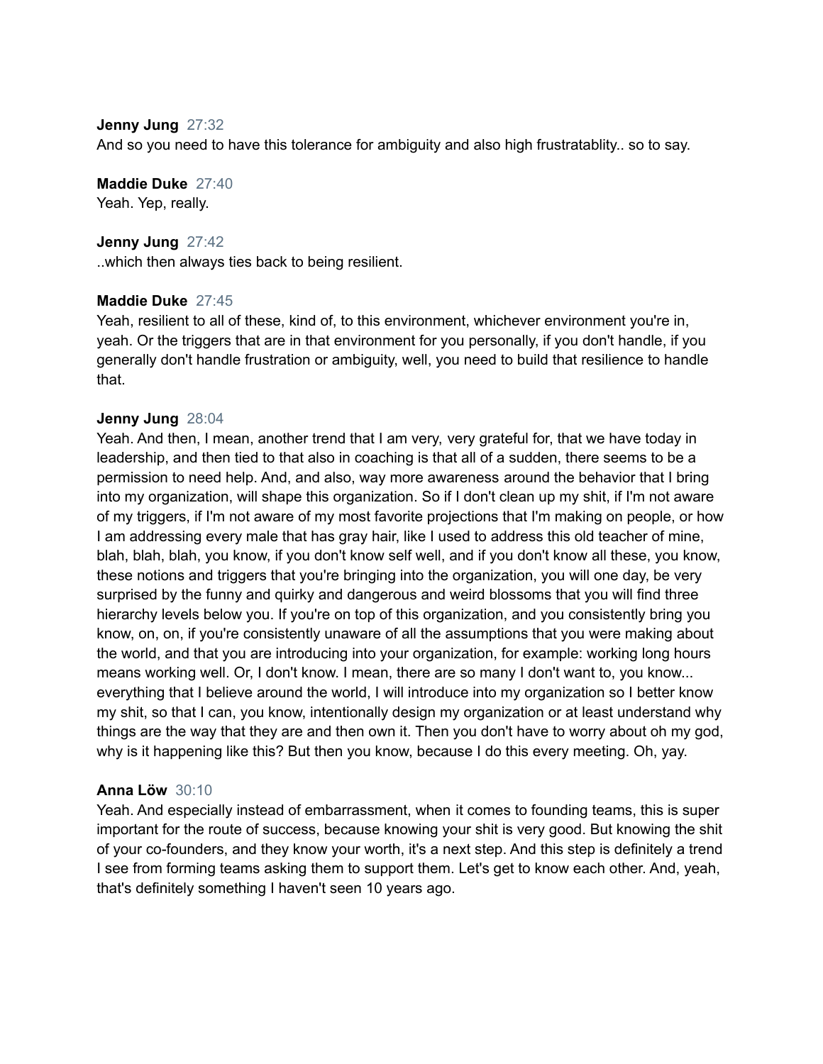**Jenny Jung** 27:32
And so you need to have this tolerance for ambiguity and also high frustratablity.. so to say.

**Maddie Duke** 27:40
Yeah. Yep, really.

**Jenny Jung** 27:42
..which then always ties back to being resilient.

**Maddie Duke** 27:45
Yeah, resilient to all of these, kind of, to this environment, whichever environment you're in, yeah. Or the triggers that are in that environment for you personally, if you don't handle, if you generally don't handle frustration or ambiguity, well, you need to build that resilience to handle that.

**Jenny Jung** 28:04
Yeah. And then, I mean, another trend that I am very, very grateful for, that we have today in leadership, and then tied to that also in coaching is that all of a sudden, there seems to be a permission to need help. And, and also, way more awareness around the behavior that I bring into my organization, will shape this organization. So if I don't clean up my shit, if I'm not aware of my triggers, if I'm not aware of my most favorite projections that I'm making on people, or how I am addressing every male that has gray hair, like I used to address this old teacher of mine, blah, blah, blah, you know, if you don't know self well, and if you don't know all these, you know, these notions and triggers that you're bringing into the organization, you will one day, be very surprised by the funny and quirky and dangerous and weird blossoms that you will find three hierarchy levels below you. If you're on top of this organization, and you consistently bring you know, on, on, if you're consistently unaware of all the assumptions that you were making about the world, and that you are introducing into your organization, for example: working long hours means working well. Or, I don't know. I mean, there are so many I don't want to, you know... everything that I believe around the world, I will introduce into my organization so I better know my shit, so that I can, you know, intentionally design my organization or at least understand why things are the way that they are and then own it. Then you don't have to worry about oh my god, why is it happening like this? But then you know, because I do this every meeting. Oh, yay.

**Anna Löw** 30:10
Yeah. And especially instead of embarrassment, when it comes to founding teams, this is super important for the route of success, because knowing your shit is very good. But knowing the shit of your co-founders, and they know your worth, it's a next step. And this step is definitely a trend I see from forming teams asking them to support them. Let's get to know each other. And, yeah, that's definitely something I haven't seen 10 years ago.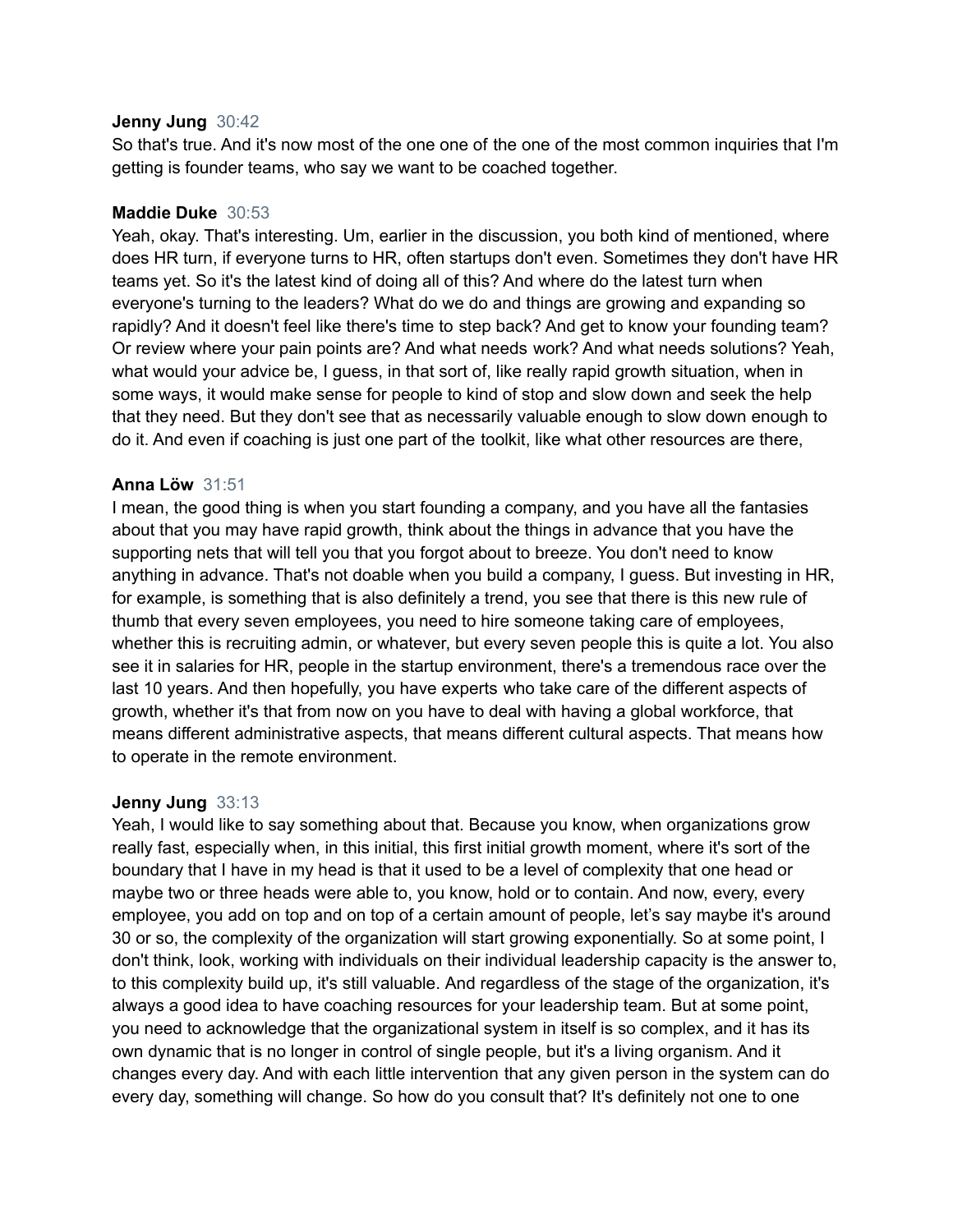**Jenny Jung** 30:42
So that's true. And it's now most of the one one of the one of the most common inquiries that I'm getting is founder teams, who say we want to be coached together.

**Maddie Duke** 30:53
Yeah, okay. That's interesting. Um, earlier in the discussion, you both kind of mentioned, where does HR turn, if everyone turns to HR, often startups don't even. Sometimes they don't have HR teams yet. So it's the latest kind of doing all of this? And where do the latest turn when everyone's turning to the leaders? What do we do and things are growing and expanding so rapidly? And it doesn't feel like there's time to step back? And get to know your founding team? Or review where your pain points are? And what needs work? And what needs solutions? Yeah, what would your advice be, I guess, in that sort of, like really rapid growth situation, when in some ways, it would make sense for people to kind of stop and slow down and seek the help that they need. But they don't see that as necessarily valuable enough to slow down enough to do it. And even if coaching is just one part of the toolkit, like what other resources are there,

**Anna Löw** 31:51
I mean, the good thing is when you start founding a company, and you have all the fantasies about that you may have rapid growth, think about the things in advance that you have the supporting nets that will tell you that you forgot about to breeze. You don't need to know anything in advance. That's not doable when you build a company, I guess. But investing in HR, for example, is something that is also definitely a trend, you see that there is this new rule of thumb that every seven employees, you need to hire someone taking care of employees, whether this is recruiting admin, or whatever, but every seven people this is quite a lot. You also see it in salaries for HR, people in the startup environment, there's a tremendous race over the last 10 years. And then hopefully, you have experts who take care of the different aspects of growth, whether it's that from now on you have to deal with having a global workforce, that means different administrative aspects, that means different cultural aspects. That means how to operate in the remote environment.

**Jenny Jung** 33:13
Yeah, I would like to say something about that. Because you know, when organizations grow really fast, especially when, in this initial, this first initial growth moment, where it's sort of the boundary that I have in my head is that it used to be a level of complexity that one head or maybe two or three heads were able to, you know, hold or to contain. And now, every, every employee, you add on top and on top of a certain amount of people, let's say maybe it's around 30 or so, the complexity of the organization will start growing exponentially. So at some point, I don't think, look, working with individuals on their individual leadership capacity is the answer to, to this complexity build up, it's still valuable. And regardless of the stage of the organization, it's always a good idea to have coaching resources for your leadership team. But at some point, you need to acknowledge that the organizational system in itself is so complex, and it has its own dynamic that is no longer in control of single people, but it's a living organism. And it changes every day. And with each little intervention that any given person in the system can do every day, something will change. So how do you consult that? It's definitely not one to one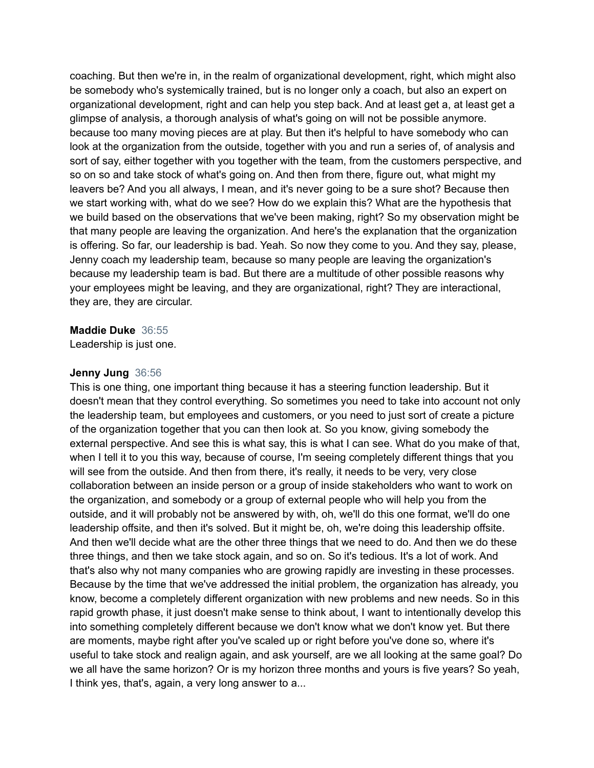coaching. But then we're in, in the realm of organizational development, right, which might also be somebody who's systemically trained, but is no longer only a coach, but also an expert on organizational development, right and can help you step back. And at least get a, at least get a glimpse of analysis, a thorough analysis of what's going on will not be possible anymore. because too many moving pieces are at play. But then it's helpful to have somebody who can look at the organization from the outside, together with you and run a series of, of analysis and sort of say, either together with you together with the team, from the customers perspective, and so on so and take stock of what's going on. And then from there, figure out, what might my leavers be? And you all always, I mean, and it's never going to be a sure shot? Because then we start working with, what do we see? How do we explain this? What are the hypothesis that we build based on the observations that we've been making, right? So my observation might be that many people are leaving the organization. And here's the explanation that the organization is offering. So far, our leadership is bad. Yeah. So now they come to you. And they say, please, Jenny coach my leadership team, because so many people are leaving the organization's because my leadership team is bad. But there are a multitude of other possible reasons why your employees might be leaving, and they are organizational, right? They are interactional, they are, they are circular.

**Maddie Duke** 36:55
Leadership is just one.

**Jenny Jung** 36:56
This is one thing, one important thing because it has a steering function leadership. But it doesn't mean that they control everything. So sometimes you need to take into account not only the leadership team, but employees and customers, or you need to just sort of create a picture of the organization together that you can then look at. So you know, giving somebody the external perspective. And see this is what say, this is what I can see. What do you make of that, when I tell it to you this way, because of course, I'm seeing completely different things that you will see from the outside. And then from there, it's really, it needs to be very, very close collaboration between an inside person or a group of inside stakeholders who want to work on the organization, and somebody or a group of external people who will help you from the outside, and it will probably not be answered by with, oh, we'll do this one format, we'll do one leadership offsite, and then it's solved. But it might be, oh, we're doing this leadership offsite. And then we'll decide what are the other three things that we need to do. And then we do these three things, and then we take stock again, and so on. So it's tedious. It's a lot of work. And that's also why not many companies who are growing rapidly are investing in these processes. Because by the time that we've addressed the initial problem, the organization has already, you know, become a completely different organization with new problems and new needs. So in this rapid growth phase, it just doesn't make sense to think about, I want to intentionally develop this into something completely different because we don't know what we don't know yet. But there are moments, maybe right after you've scaled up or right before you've done so, where it's useful to take stock and realign again, and ask yourself, are we all looking at the same goal? Do we all have the same horizon? Or is my horizon three months and yours is five years? So yeah, I think yes, that's, again, a very long answer to a...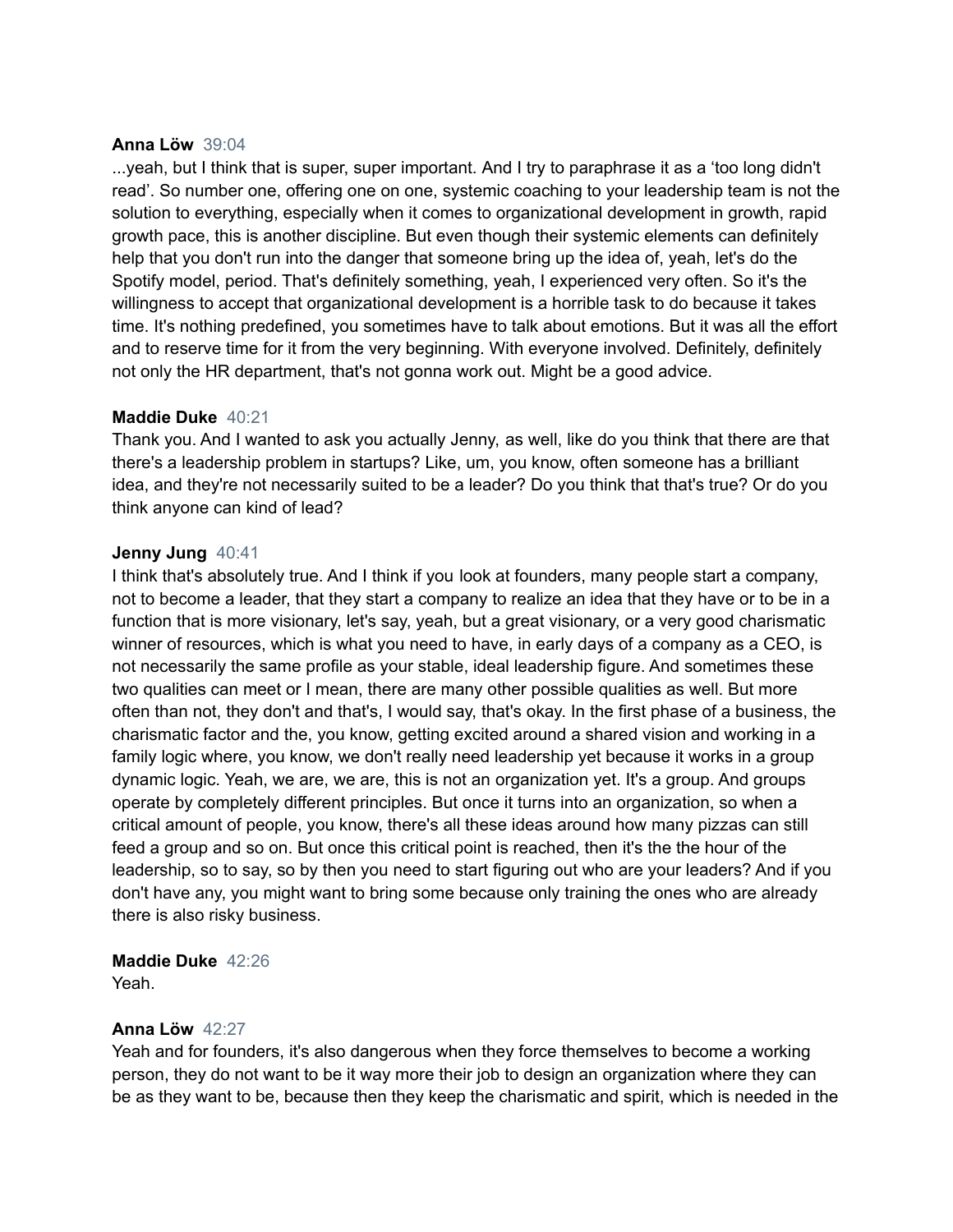**Anna Löw** 39:04

...yeah, but I think that is super, super important. And I try to paraphrase it as a 'too long didn't read'. So number one, offering one on one, systemic coaching to your leadership team is not the solution to everything, especially when it comes to organizational development in growth, rapid growth pace, this is another discipline. But even though their systemic elements can definitely help that you don't run into the danger that someone bring up the idea of, yeah, let's do the Spotify model, period. That's definitely something, yeah, I experienced very often. So it's the willingness to accept that organizational development is a horrible task to do because it takes time. It's nothing predefined, you sometimes have to talk about emotions. But it was all the effort and to reserve time for it from the very beginning. With everyone involved. Definitely, definitely not only the HR department, that's not gonna work out. Might be a good advice.

**Maddie Duke** 40:21

Thank you. And I wanted to ask you actually Jenny, as well, like do you think that there are that there's a leadership problem in startups? Like, um, you know, often someone has a brilliant idea, and they're not necessarily suited to be a leader? Do you think that that's true? Or do you think anyone can kind of lead?

**Jenny Jung** 40:41

I think that's absolutely true. And I think if you look at founders, many people start a company, not to become a leader, that they start a company to realize an idea that they have or to be in a function that is more visionary, let's say, yeah, but a great visionary, or a very good charismatic winner of resources, which is what you need to have, in early days of a company as a CEO, is not necessarily the same profile as your stable, ideal leadership figure. And sometimes these two qualities can meet or I mean, there are many other possible qualities as well. But more often than not, they don't and that's, I would say, that's okay. In the first phase of a business, the charismatic factor and the, you know, getting excited around a shared vision and working in a family logic where, you know, we don't really need leadership yet because it works in a group dynamic logic. Yeah, we are, we are, this is not an organization yet. It's a group. And groups operate by completely different principles. But once it turns into an organization, so when a critical amount of people, you know, there's all these ideas around how many pizzas can still feed a group and so on. But once this critical point is reached, then it's the the hour of the leadership, so to say, so by then you need to start figuring out who are your leaders? And if you don't have any, you might want to bring some because only training the ones who are already there is also risky business.

**Maddie Duke** 42:26

Yeah.

**Anna Löw** 42:27

Yeah and for founders, it's also dangerous when they force themselves to become a working person, they do not want to be it way more their job to design an organization where they can be as they want to be, because then they keep the charismatic and spirit, which is needed in the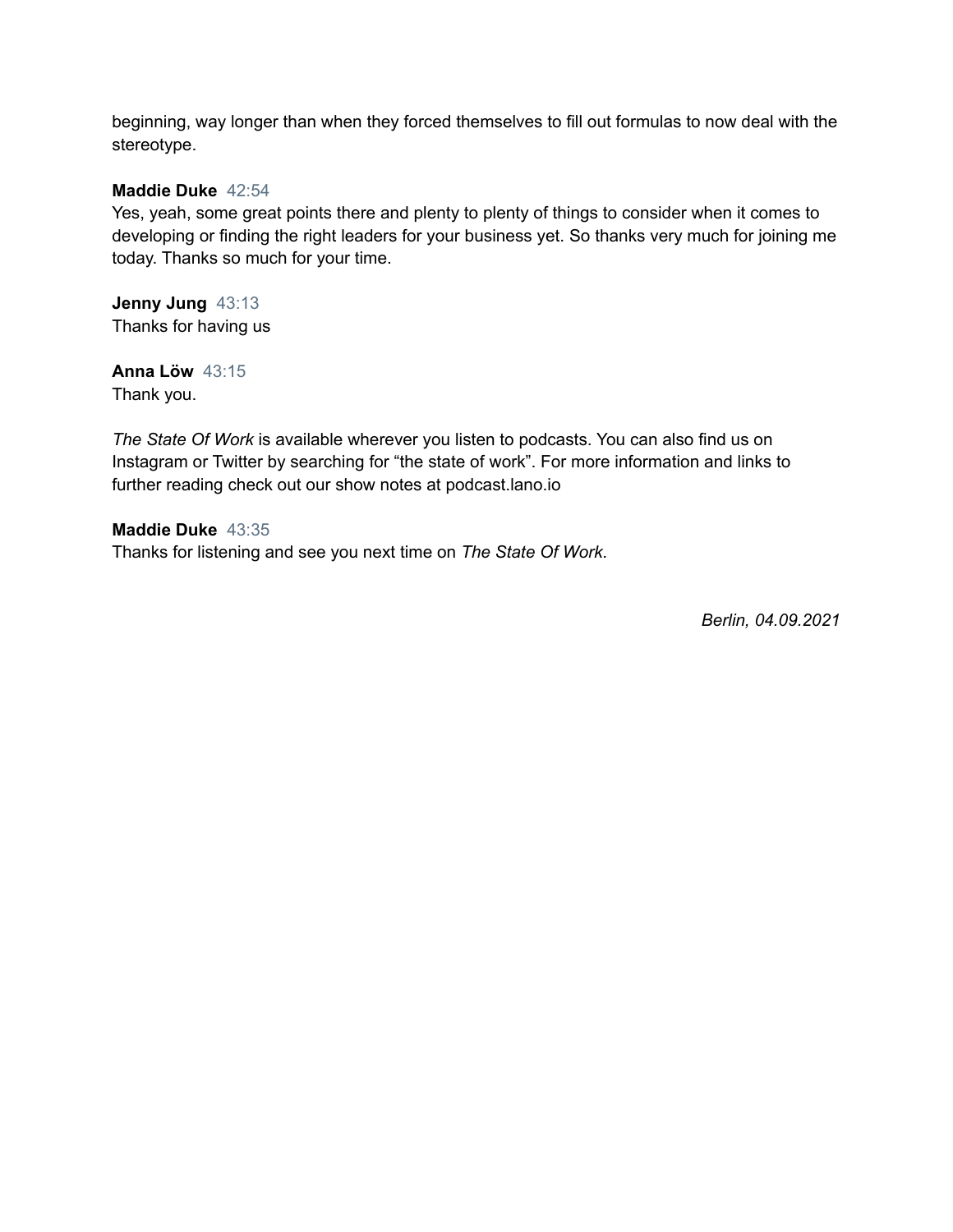beginning, way longer than when they forced themselves to fill out formulas to now deal with the stereotype.

**Maddie Duke** 42:54
Yes, yeah, some great points there and plenty to plenty of things to consider when it comes to developing or finding the right leaders for your business yet. So thanks very much for joining me today. Thanks so much for your time.

**Jenny Jung** 43:13
Thanks for having us

**Anna Löw** 43:15
Thank you.

*The State Of Work* is available wherever you listen to podcasts. You can also find us on Instagram or Twitter by searching for “the state of work”. For more information and links to further reading check out our show notes at podcast.lano.io

**Maddie Duke** 43:35
Thanks for listening and see you next time on *The State Of Work*.

*Berlin, 04.09.2021*